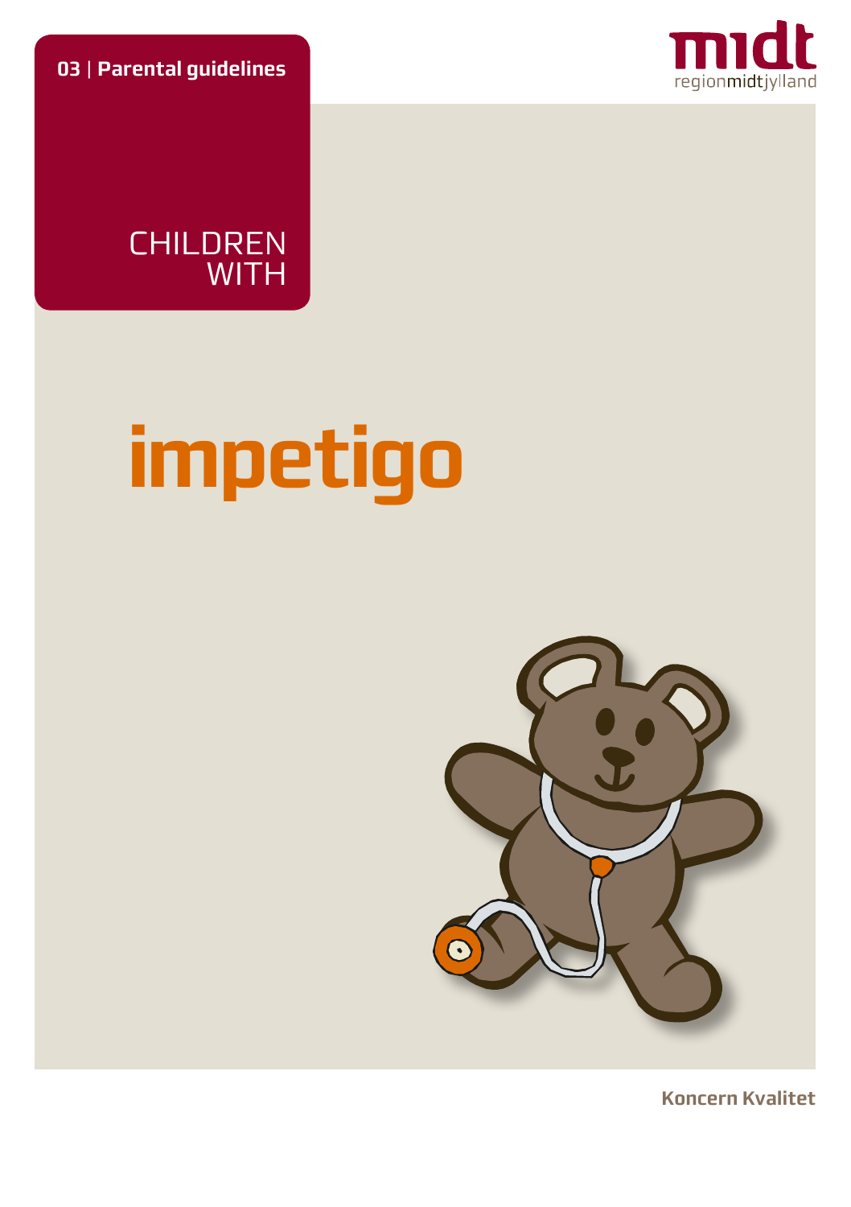**03** | **Parental guidelines**

midt
regionmidtjylland

CHILDREN WITH

# impetigo

**Koncern Kvalitet**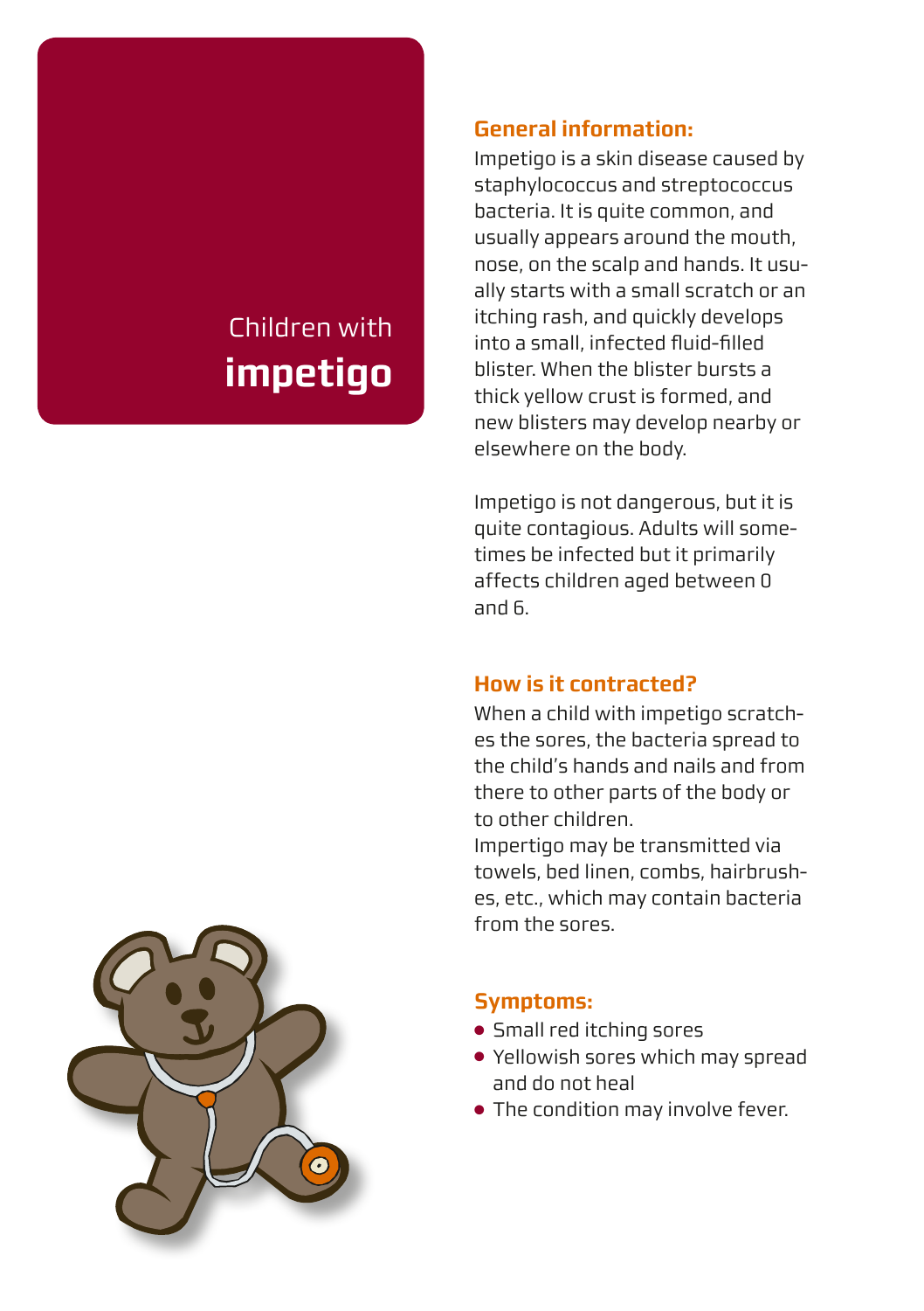# Children with **impetigo**

## General information:

Impetigo is a skin disease caused by staphylococcus and streptococcus bacteria. It is quite common, and usually appears around the mouth, nose, on the scalp and hands. It usually starts with a small scratch or an itching rash, and quickly develops into a small, infected fluid-filled blister. When the blister bursts a thick yellow crust is formed, and new blisters may develop nearby or elsewhere on the body.

Impetigo is not dangerous, but it is quite contagious. Adults will sometimes be infected but it primarily affects children aged between 0 and 6.

## How is it contracted?

When a child with impetigo scratches the sores, the bacteria spread to the child's hands and nails and from there to other parts of the body or to other children.
Impertigo may be transmitted via towels, bed linen, combs, hairbrushes, etc., which may contain bacteria from the sores.

## Symptoms:

- Small red itching sores
- Yellowish sores which may spread and do not heal
- The condition may involve fever.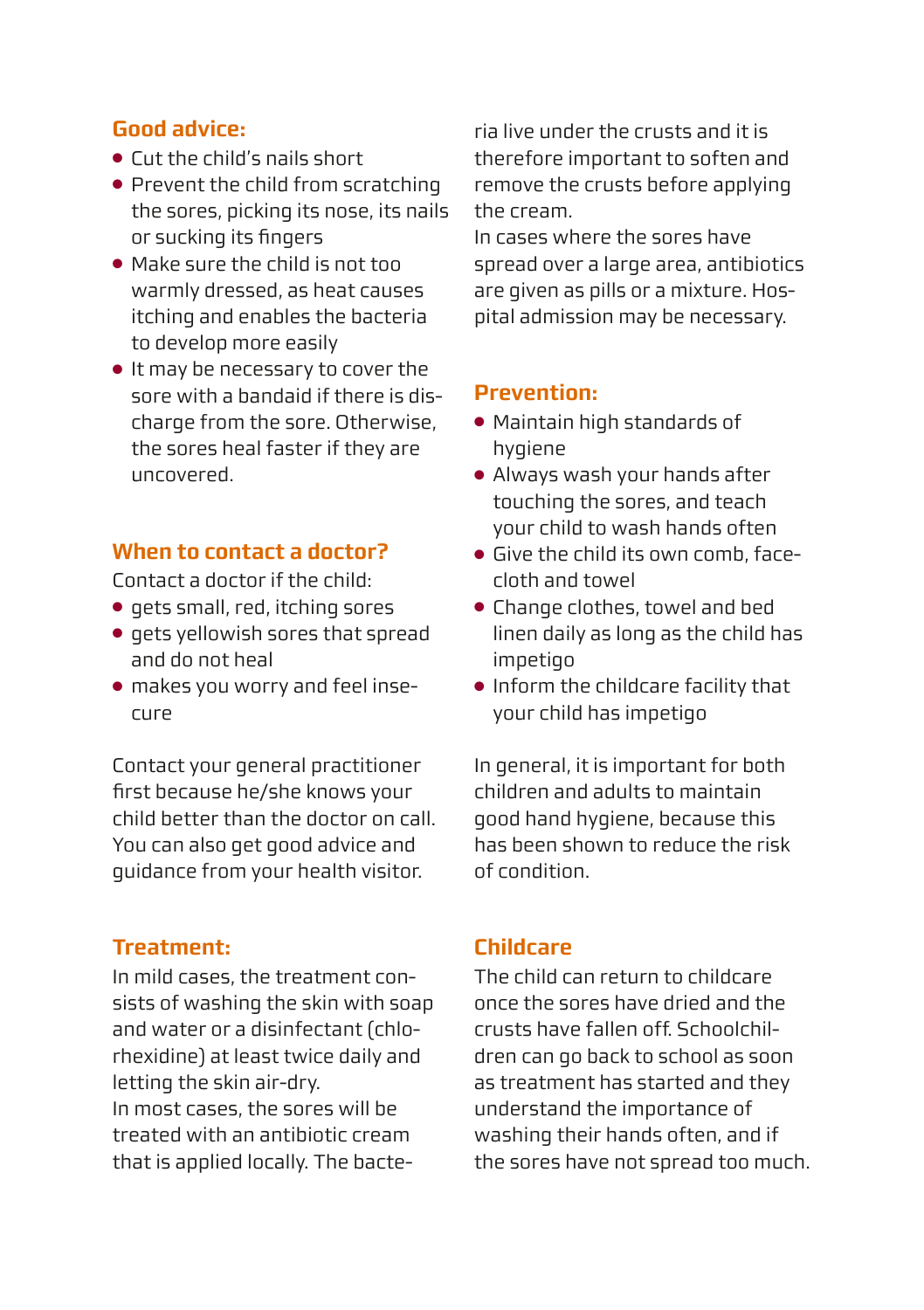## Good advice:

- Cut the child's nails short
- Prevent the child from scratching the sores, picking its nose, its nails or sucking its fingers
- Make sure the child is not too warmly dressed, as heat causes itching and enables the bacteria to develop more easily
- It may be necessary to cover the sore with a bandaid if there is discharge from the sore. Otherwise, the sores heal faster if they are uncovered.

## When to contact a doctor?

Contact a doctor if the child:

- gets small, red, itching sores
- gets yellowish sores that spread and do not heal
- makes you worry and feel insecure

Contact your general practitioner first because he/she knows your child better than the doctor on call. You can also get good advice and guidance from your health visitor.

## Treatment:

In mild cases, the treatment consists of washing the skin with soap and water or a disinfectant (chlorhexidine) at least twice daily and letting the skin air-dry.

In most cases, the sores will be treated with an antibiotic cream that is applied locally. The bacteria live under the crusts and it is therefore important to soften and remove the crusts before applying the cream.

In cases where the sores have spread over a large area, antibiotics are given as pills or a mixture. Hospital admission may be necessary.

## Prevention:

- Maintain high standards of hygiene
- Always wash your hands after touching the sores, and teach your child to wash hands often
- Give the child its own comb, face-cloth and towel
- Change clothes, towel and bed linen daily as long as the child has impetigo
- Inform the childcare facility that your child has impetigo

In general, it is important for both children and adults to maintain good hand hygiene, because this has been shown to reduce the risk of condition.

## Childcare

The child can return to childcare once the sores have dried and the crusts have fallen off. Schoolchildren can go back to school as soon as treatment has started and they understand the importance of washing their hands often, and if the sores have not spread too much.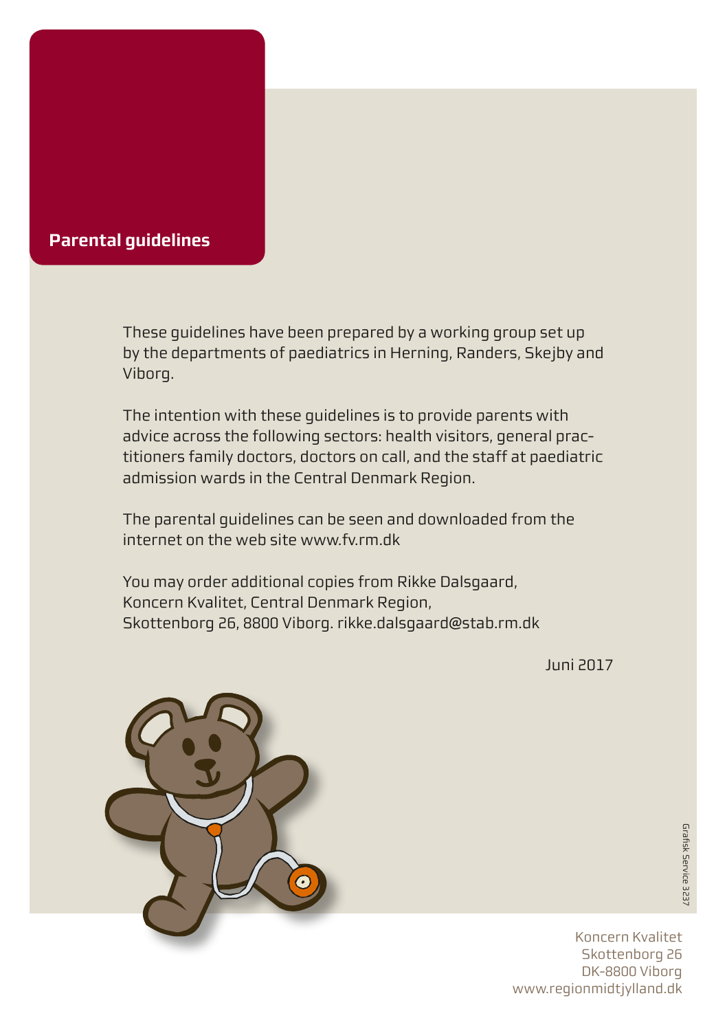## Parental guidelines

These guidelines have been prepared by a working group set up by the departments of paediatrics in Herning, Randers, Skejby and Viborg.

The intention with these guidelines is to provide parents with advice across the following sectors: health visitors, general practitioners family doctors, doctors on call, and the staff at paediatric admission wards in the Central Denmark Region.

The parental guidelines can be seen and downloaded from the internet on the web site www.fv.rm.dk

You may order additional copies from Rikke Dalsgaard,
Koncern Kvalitet, Central Denmark Region,
Skottenborg 26, 8800 Viborg. rikke.dalsgaard@stab.rm.dk

Juni 2017

Grafisk Service 3237

Koncern Kvalitet
Skottenborg 26
DK-8800 Viborg
www.regionmidtjylland.dk